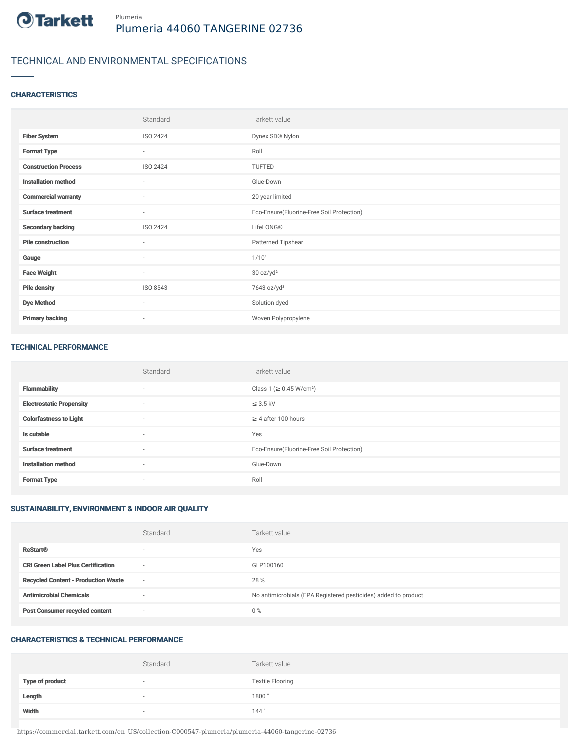Plumeria

# Plumeria 44060 TANGERINE 02736

## TECHNICAL AND ENVIRONMENTAL SPECIFICATIONS

### CHARACTERISTICS

| | Standard | Tarkett value |
|---|---|---|
| **Fiber System** | ISO 2424 | Dynex SD® Nylon |
| **Format Type** | - | Roll |
| **Construction Process** | ISO 2424 | TUFTED |
| **Installation method** | - | Glue-Down |
| **Commercial warranty** | - | 20 year limited |
| **Surface treatment** | - | Eco-Ensure(Fluorine-Free Soil Protection) |
| **Secondary backing** | ISO 2424 | LifeLONG® |
| **Pile construction** | - | Patterned Tipshear |
| **Gauge** | - | 1/10" |
| **Face Weight** | - | 30 oz/yd² |
| **Pile density** | ISO 8543 | 7643 oz/yd³ |
| **Dye Method** | - | Solution dyed |
| **Primary backing** | - | Woven Polypropylene |

### TECHNICAL PERFORMANCE

| | Standard | Tarkett value |
|---|---|---|
| **Flammability** | - | Class 1 (≥ 0.45 W/cm²) |
| **Electrostatic Propensity** | - | ≤ 3.5 kV |
| **Colorfastness to Light** | - | ≥ 4 after 100 hours |
| **Is cutable** | - | Yes |
| **Surface treatment** | - | Eco-Ensure(Fluorine-Free Soil Protection) |
| **Installation method** | - | Glue-Down |
| **Format Type** | - | Roll |

### SUSTAINABILITY, ENVIRONMENT & INDOOR AIR QUALITY

| | Standard | Tarkett value |
|---|---|---|
| **ReStart®** | - | Yes |
| **CRI Green Label Plus Certification** | - | GLP100160 |
| **Recycled Content - Production Waste** | - | 28 % |
| **Antimicrobial Chemicals** | - | No antimicrobials (EPA Registered pesticides) added to product |
| **Post Consumer recycled content** | - | 0 % |

### CHARACTERISTICS & TECHNICAL PERFORMANCE

| | Standard | Tarkett value |
|---|---|---|
| **Type of product** | - | Textile Flooring |
| **Length** | - | 1800 " |
| **Width** | - | 144 " |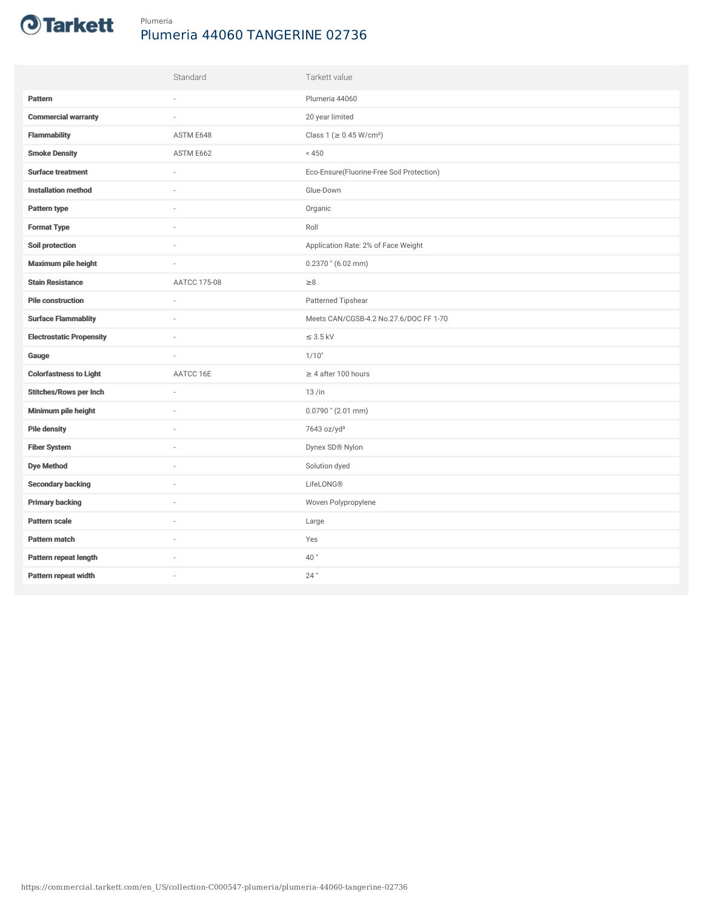Plumeria

# Plumeria 44060 TANGERINE 02736

| | Standard | Tarkett value |
| --- | --- | --- |
| **Pattern** | - | Plumeria 44060 |
| **Commercial warranty** | - | 20 year limited |
| **Flammability** | ASTM E648 | Class 1 (≥ 0.45 W/cm²) |
| **Smoke Density** | ASTM E662 | < 450 |
| **Surface treatment** | - | Eco-Ensure(Fluorine-Free Soil Protection) |
| **Installation method** | - | Glue-Down |
| **Pattern type** | - | Organic |
| **Format Type** | - | Roll |
| **Soil protection** | - | Application Rate: 2% of Face Weight |
| **Maximum pile height** | - | 0.2370 " (6.02 mm) |
| **Stain Resistance** | AATCC 175-08 | ≥8 |
| **Pile construction** | - | Patterned Tipshear |
| **Surface Flammablity** | - | Meets CAN/CGSB-4.2 No.27.6/DOC FF 1-70 |
| **Electrostatic Propensity** | - | ≤ 3.5 kV |
| **Gauge** | - | 1/10" |
| **Colorfastness to Light** | AATCC 16E | ≥ 4 after 100 hours |
| **Stitches/Rows per Inch** | - | 13 /in |
| **Minimum pile height** | - | 0.0790 " (2.01 mm) |
| **Pile density** | - | 7643 oz/yd³ |
| **Fiber System** | - | Dynex SD® Nylon |
| **Dye Method** | - | Solution dyed |
| **Secondary backing** | - | LifeLONG® |
| **Primary backing** | - | Woven Polypropylene |
| **Pattern scale** | - | Large |
| **Pattern match** | - | Yes |
| **Pattern repeat length** | - | 40 " |
| **Pattern repeat width** | - | 24 " |

https://commercial.tarkett.com/en_US/collection-C000547-plumeria/plumeria-44060-tangerine-02736